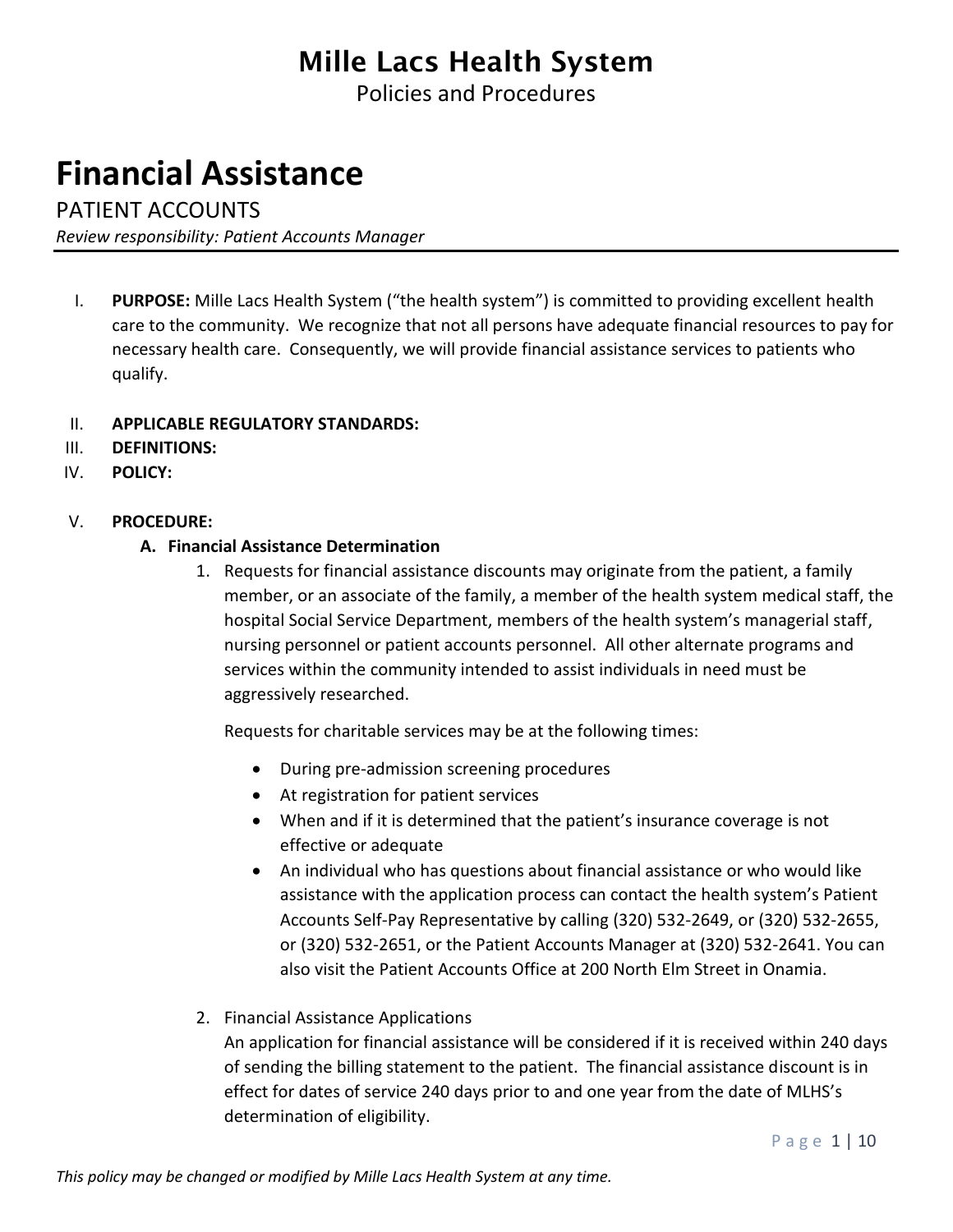# Mille Lacs Health System

Policies and Procedures

# Financial Assistance

## PATIENT ACCOUNTS

*Review responsibility: Patient Accounts Manager*

I. **PURPOSE:** Mille Lacs Health System ("the health system") is committed to providing excellent health care to the community. We recognize that not all persons have adequate financial resources to pay for necessary health care. Consequently, we will provide financial assistance services to patients who qualify.

II. **APPLICABLE REGULATORY STANDARDS:**

III. **DEFINITIONS:**

IV. **POLICY:**

V. **PROCEDURE:**

**A. Financial Assistance Determination**

1. Requests for financial assistance discounts may originate from the patient, a family member, or an associate of the family, a member of the health system medical staff, the hospital Social Service Department, members of the health system's managerial staff, nursing personnel or patient accounts personnel. All other alternate programs and services within the community intended to assist individuals in need must be aggressively researched.

   Requests for charitable services may be at the following times:

   - During pre-admission screening procedures
   - At registration for patient services
   - When and if it is determined that the patient's insurance coverage is not effective or adequate
   - An individual who has questions about financial assistance or who would like assistance with the application process can contact the health system's Patient Accounts Self-Pay Representative by calling (320) 532-2649, or (320) 532-2655, or (320) 532-2651, or the Patient Accounts Manager at (320) 532-2641. You can also visit the Patient Accounts Office at 200 North Elm Street in Onamia.

2. Financial Assistance Applications

   An application for financial assistance will be considered if it is received within 240 days of sending the billing statement to the patient. The financial assistance discount is in effect for dates of service 240 days prior to and one year from the date of MLHS's determination of eligibility.

*This policy may be changed or modified by Mille Lacs Health System at any time.*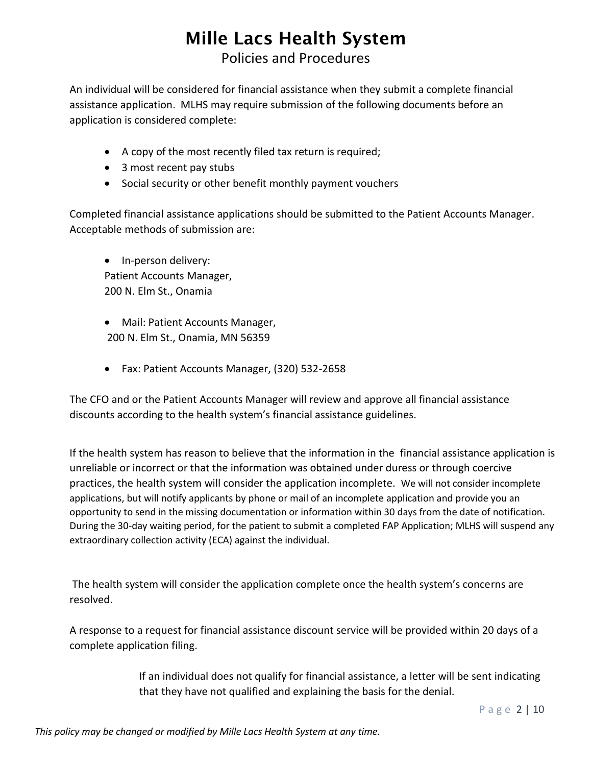An individual will be considered for financial assistance when they submit a complete financial assistance application. MLHS may require submission of the following documents before an application is considered complete:

- A copy of the most recently filed tax return is required;
- 3 most recent pay stubs
- Social security or other benefit monthly payment vouchers

Completed financial assistance applications should be submitted to the Patient Accounts Manager. Acceptable methods of submission are:

- In-person delivery:
  Patient Accounts Manager,
  200 N. Elm St., Onamia

- Mail: Patient Accounts Manager,
  200 N. Elm St., Onamia, MN 56359

- Fax: Patient Accounts Manager, (320) 532-2658

The CFO and or the Patient Accounts Manager will review and approve all financial assistance discounts according to the health system's financial assistance guidelines.

If the health system has reason to believe that the information in the financial assistance application is unreliable or incorrect or that the information was obtained under duress or through coercive practices, the health system will consider the application incomplete. We will not consider incomplete applications, but will notify applicants by phone or mail of an incomplete application and provide you an opportunity to send in the missing documentation or information within 30 days from the date of notification. During the 30-day waiting period, for the patient to submit a completed FAP Application; MLHS will suspend any extraordinary collection activity (ECA) against the individual.

The health system will consider the application complete once the health system's concerns are resolved.

A response to a request for financial assistance discount service will be provided within 20 days of a complete application filing.

> If an individual does not qualify for financial assistance, a letter will be sent indicating that they have not qualified and explaining the basis for the denial.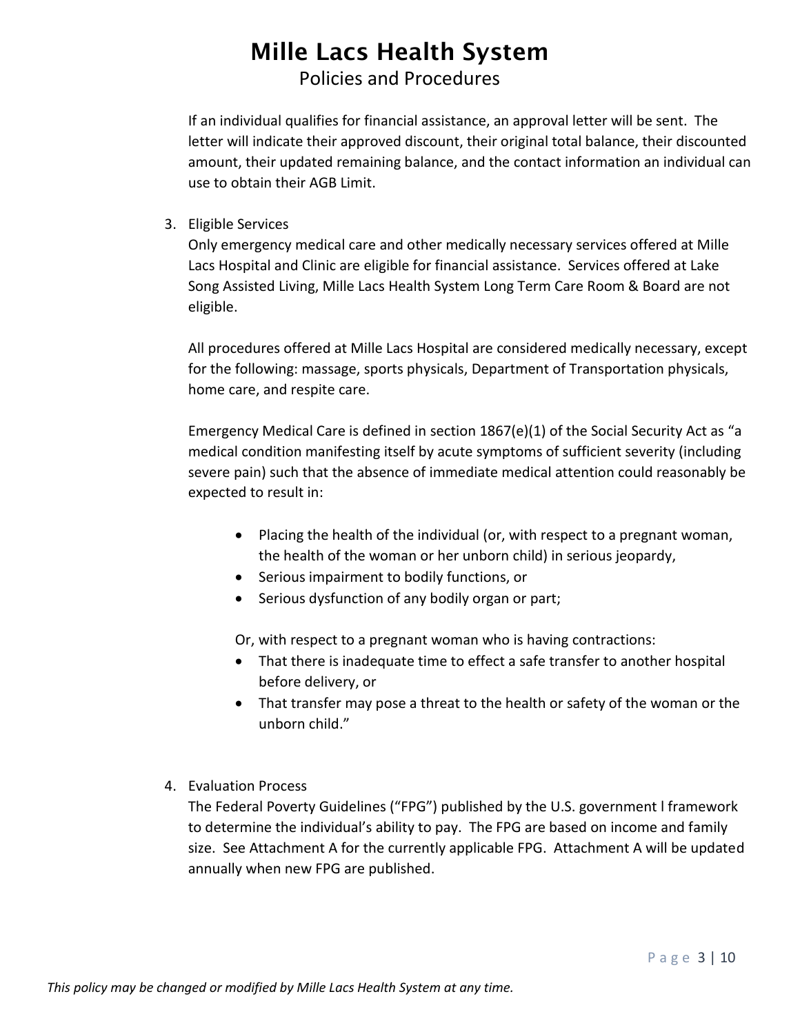If an individual qualifies for financial assistance, an approval letter will be sent. The letter will indicate their approved discount, their original total balance, their discounted amount, their updated remaining balance, and the contact information an individual can use to obtain their AGB Limit.

3. Eligible Services

   Only emergency medical care and other medically necessary services offered at Mille Lacs Hospital and Clinic are eligible for financial assistance. Services offered at Lake Song Assisted Living, Mille Lacs Health System Long Term Care Room & Board are not eligible.

   All procedures offered at Mille Lacs Hospital are considered medically necessary, except for the following: massage, sports physicals, Department of Transportation physicals, home care, and respite care.

   Emergency Medical Care is defined in section 1867(e)(1) of the Social Security Act as "a medical condition manifesting itself by acute symptoms of sufficient severity (including severe pain) such that the absence of immediate medical attention could reasonably be expected to result in:

   - Placing the health of the individual (or, with respect to a pregnant woman, the health of the woman or her unborn child) in serious jeopardy,
   - Serious impairment to bodily functions, or
   - Serious dysfunction of any bodily organ or part;

   Or, with respect to a pregnant woman who is having contractions:

   - That there is inadequate time to effect a safe transfer to another hospital before delivery, or
   - That transfer may pose a threat to the health or safety of the woman or the unborn child."

4. Evaluation Process

   The Federal Poverty Guidelines ("FPG") published by the U.S. government l framework to determine the individual's ability to pay. The FPG are based on income and family size. See Attachment A for the currently applicable FPG. Attachment A will be updated annually when new FPG are published.

*This policy may be changed or modified by Mille Lacs Health System at any time.*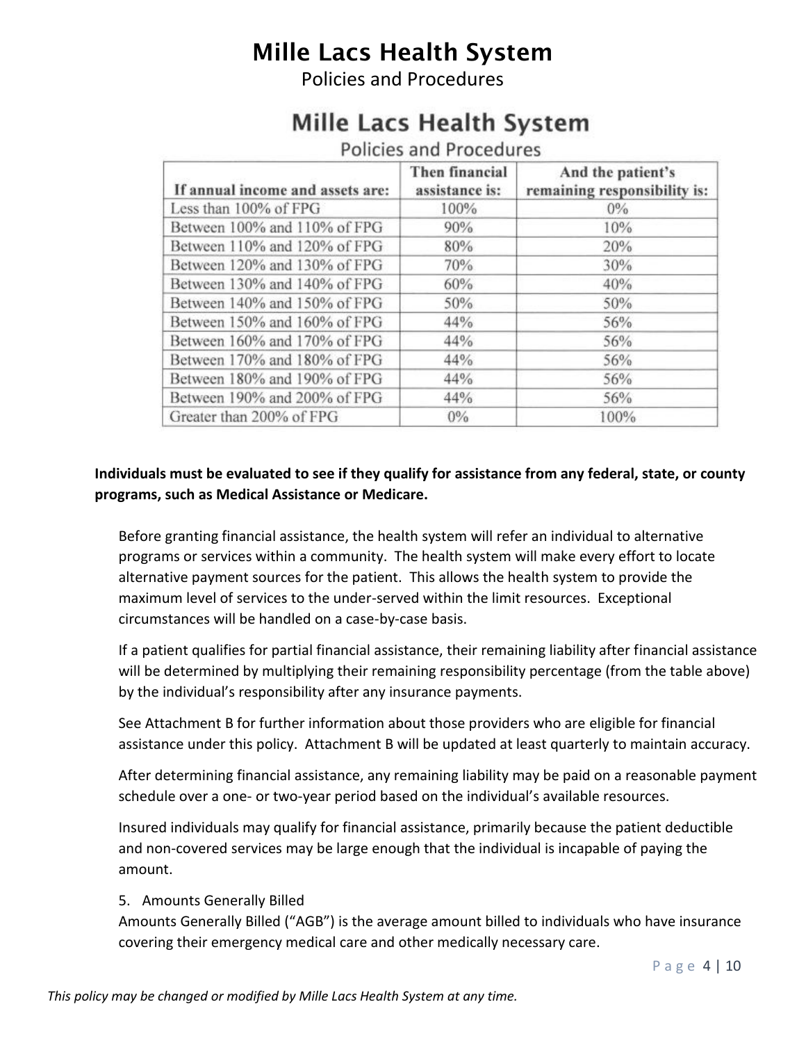| If annual income and assets are: | Then financial assistance is: | And the patient's remaining responsibility is: |
|---|---|---|
| Less than 100% of FPG | 100% | 0% |
| Between 100% and 110% of FPG | 90% | 10% |
| Between 110% and 120% of FPG | 80% | 20% |
| Between 120% and 130% of FPG | 70% | 30% |
| Between 130% and 140% of FPG | 60% | 40% |
| Between 140% and 150% of FPG | 50% | 50% |
| Between 150% and 160% of FPG | 44% | 56% |
| Between 160% and 170% of FPG | 44% | 56% |
| Between 170% and 180% of FPG | 44% | 56% |
| Between 180% and 190% of FPG | 44% | 56% |
| Between 190% and 200% of FPG | 44% | 56% |
| Greater than 200% of FPG | 0% | 100% |

**Individuals must be evaluated to see if they qualify for assistance from any federal, state, or county programs, such as Medical Assistance or Medicare.**

Before granting financial assistance, the health system will refer an individual to alternative programs or services within a community. The health system will make every effort to locate alternative payment sources for the patient. This allows the health system to provide the maximum level of services to the under-served within the limit resources. Exceptional circumstances will be handled on a case-by-case basis.

If a patient qualifies for partial financial assistance, their remaining liability after financial assistance will be determined by multiplying their remaining responsibility percentage (from the table above) by the individual's responsibility after any insurance payments.

See Attachment B for further information about those providers who are eligible for financial assistance under this policy. Attachment B will be updated at least quarterly to maintain accuracy.

After determining financial assistance, any remaining liability may be paid on a reasonable payment schedule over a one- or two-year period based on the individual's available resources.

Insured individuals may qualify for financial assistance, primarily because the patient deductible and non-covered services may be large enough that the individual is incapable of paying the amount.

5. Amounts Generally Billed

Amounts Generally Billed ("AGB") is the average amount billed to individuals who have insurance covering their emergency medical care and other medically necessary care.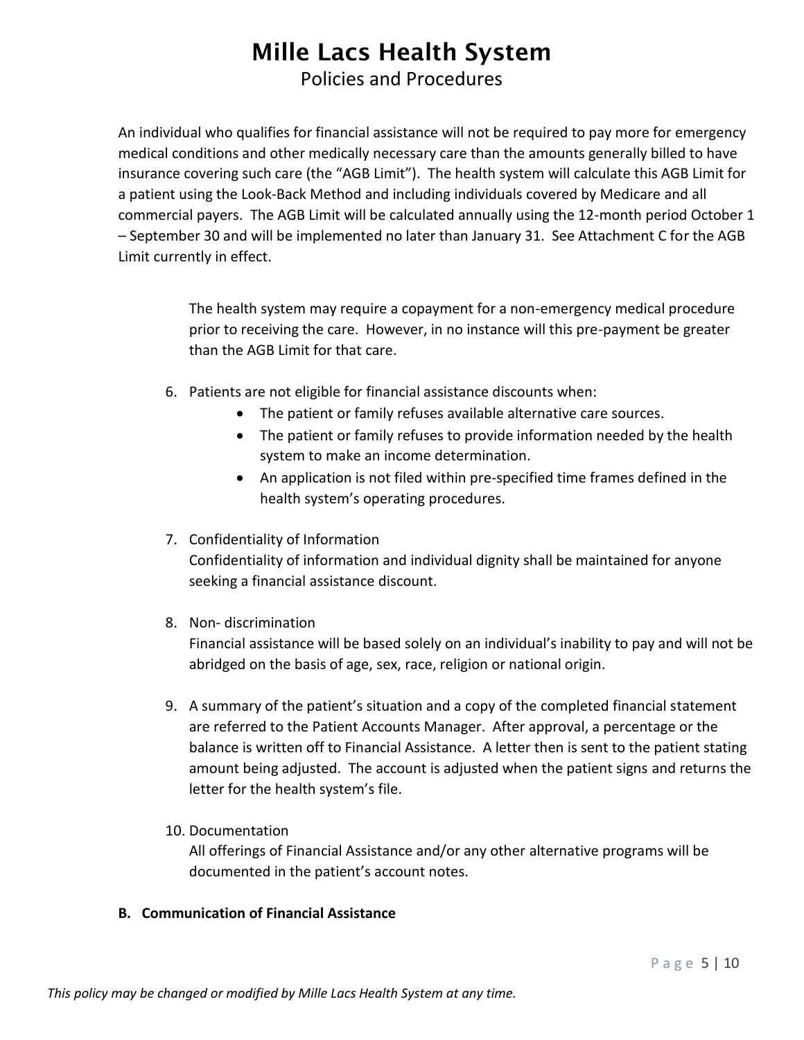An individual who qualifies for financial assistance will not be required to pay more for emergency medical conditions and other medically necessary care than the amounts generally billed to have insurance covering such care (the "AGB Limit"). The health system will calculate this AGB Limit for a patient using the Look-Back Method and including individuals covered by Medicare and all commercial payers. The AGB Limit will be calculated annually using the 12-month period October 1 – September 30 and will be implemented no later than January 31. See Attachment C for the AGB Limit currently in effect.

The health system may require a copayment for a non-emergency medical procedure prior to receiving the care. However, in no instance will this pre-payment be greater than the AGB Limit for that care.

6. Patients are not eligible for financial assistance discounts when:
   - The patient or family refuses available alternative care sources.
   - The patient or family refuses to provide information needed by the health system to make an income determination.
   - An application is not filed within pre-specified time frames defined in the health system's operating procedures.

7. Confidentiality of Information
   Confidentiality of information and individual dignity shall be maintained for anyone seeking a financial assistance discount.

8. Non- discrimination
   Financial assistance will be based solely on an individual's inability to pay and will not be abridged on the basis of age, sex, race, religion or national origin.

9. A summary of the patient's situation and a copy of the completed financial statement are referred to the Patient Accounts Manager. After approval, a percentage or the balance is written off to Financial Assistance. A letter then is sent to the patient stating amount being adjusted. The account is adjusted when the patient signs and returns the letter for the health system's file.

10. Documentation
    All offerings of Financial Assistance and/or any other alternative programs will be documented in the patient's account notes.

**B. Communication of Financial Assistance**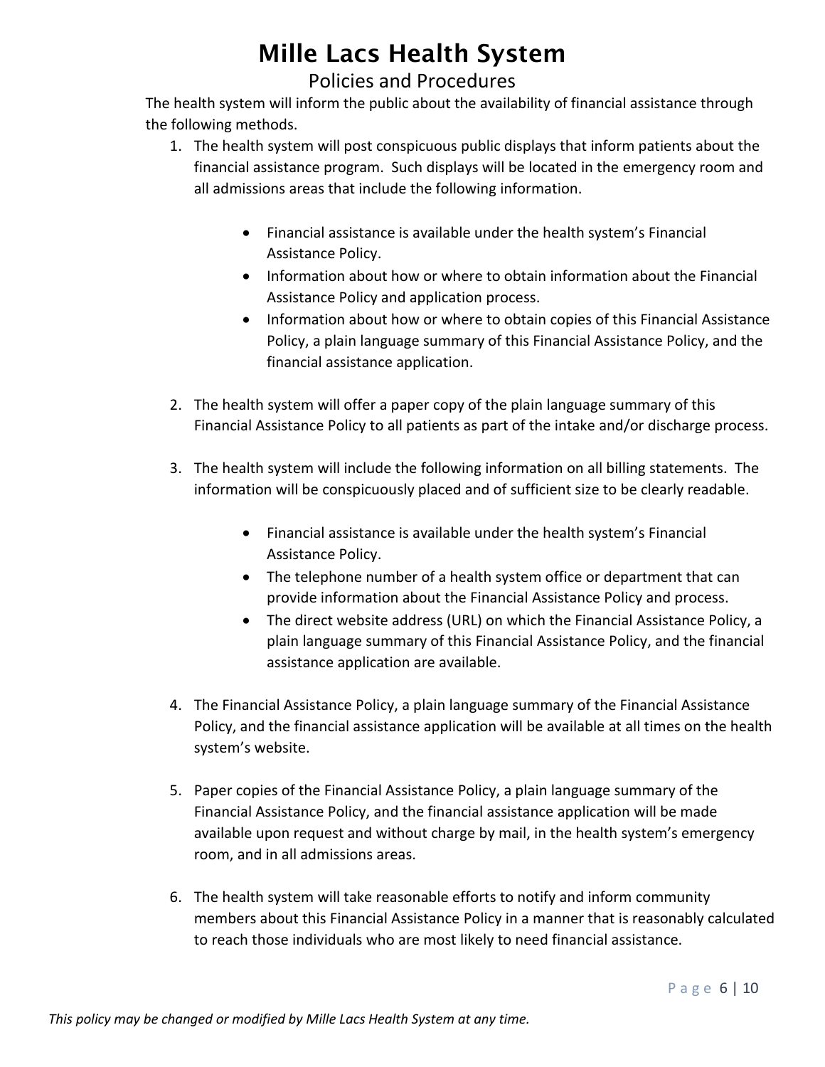The health system will inform the public about the availability of financial assistance through the following methods.

1. The health system will post conspicuous public displays that inform patients about the financial assistance program. Such displays will be located in the emergency room and all admissions areas that include the following information.

   - Financial assistance is available under the health system's Financial Assistance Policy.
   - Information about how or where to obtain information about the Financial Assistance Policy and application process.
   - Information about how or where to obtain copies of this Financial Assistance Policy, a plain language summary of this Financial Assistance Policy, and the financial assistance application.

2. The health system will offer a paper copy of the plain language summary of this Financial Assistance Policy to all patients as part of the intake and/or discharge process.

3. The health system will include the following information on all billing statements. The information will be conspicuously placed and of sufficient size to be clearly readable.

   - Financial assistance is available under the health system's Financial Assistance Policy.
   - The telephone number of a health system office or department that can provide information about the Financial Assistance Policy and process.
   - The direct website address (URL) on which the Financial Assistance Policy, a plain language summary of this Financial Assistance Policy, and the financial assistance application are available.

4. The Financial Assistance Policy, a plain language summary of the Financial Assistance Policy, and the financial assistance application will be available at all times on the health system's website.

5. Paper copies of the Financial Assistance Policy, a plain language summary of the Financial Assistance Policy, and the financial assistance application will be made available upon request and without charge by mail, in the health system's emergency room, and in all admissions areas.

6. The health system will take reasonable efforts to notify and inform community members about this Financial Assistance Policy in a manner that is reasonably calculated to reach those individuals who are most likely to need financial assistance.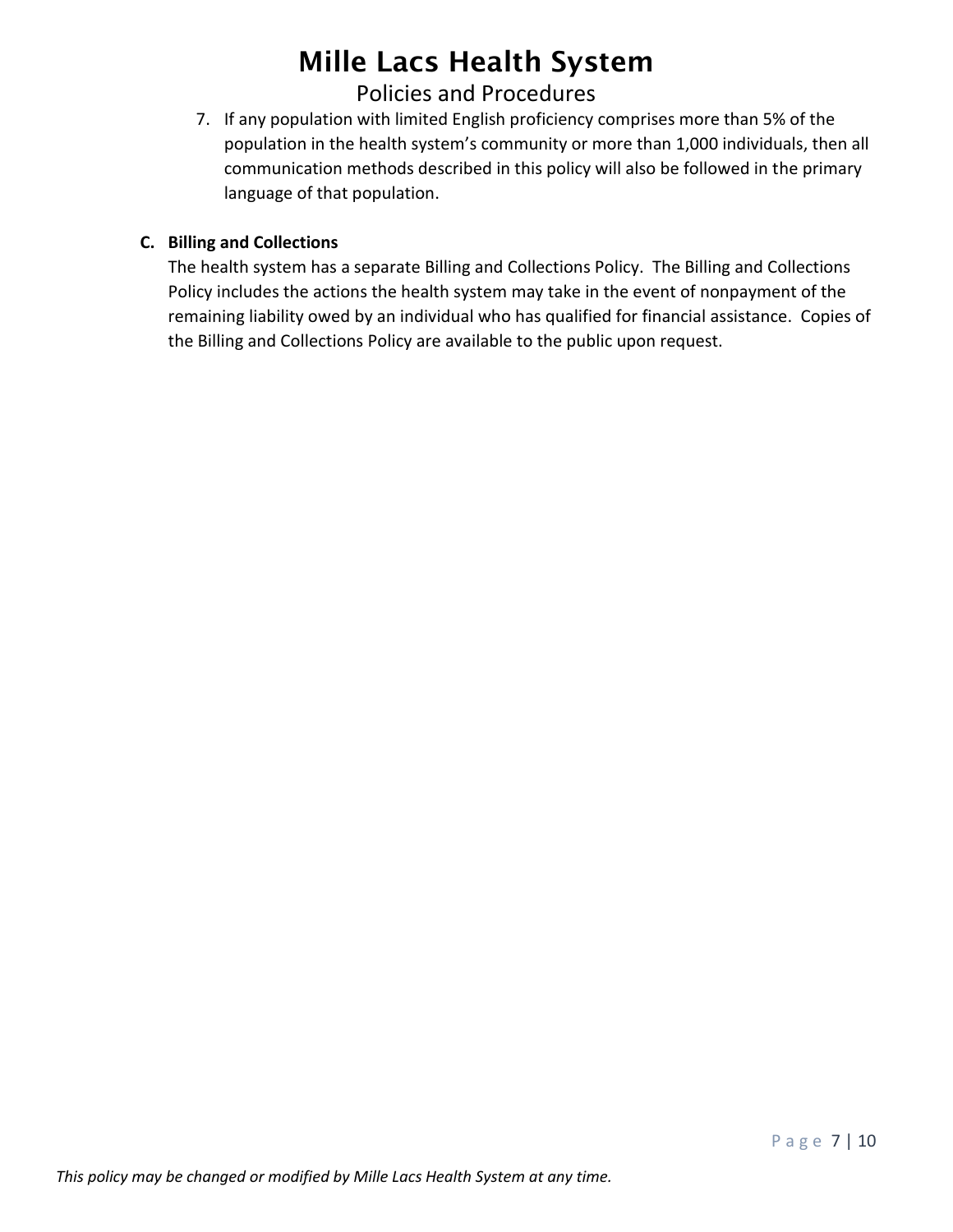7. If any population with limited English proficiency comprises more than 5% of the population in the health system's community or more than 1,000 individuals, then all communication methods described in this policy will also be followed in the primary language of that population.

**C. Billing and Collections**

The health system has a separate Billing and Collections Policy. The Billing and Collections Policy includes the actions the health system may take in the event of nonpayment of the remaining liability owed by an individual who has qualified for financial assistance. Copies of the Billing and Collections Policy are available to the public upon request.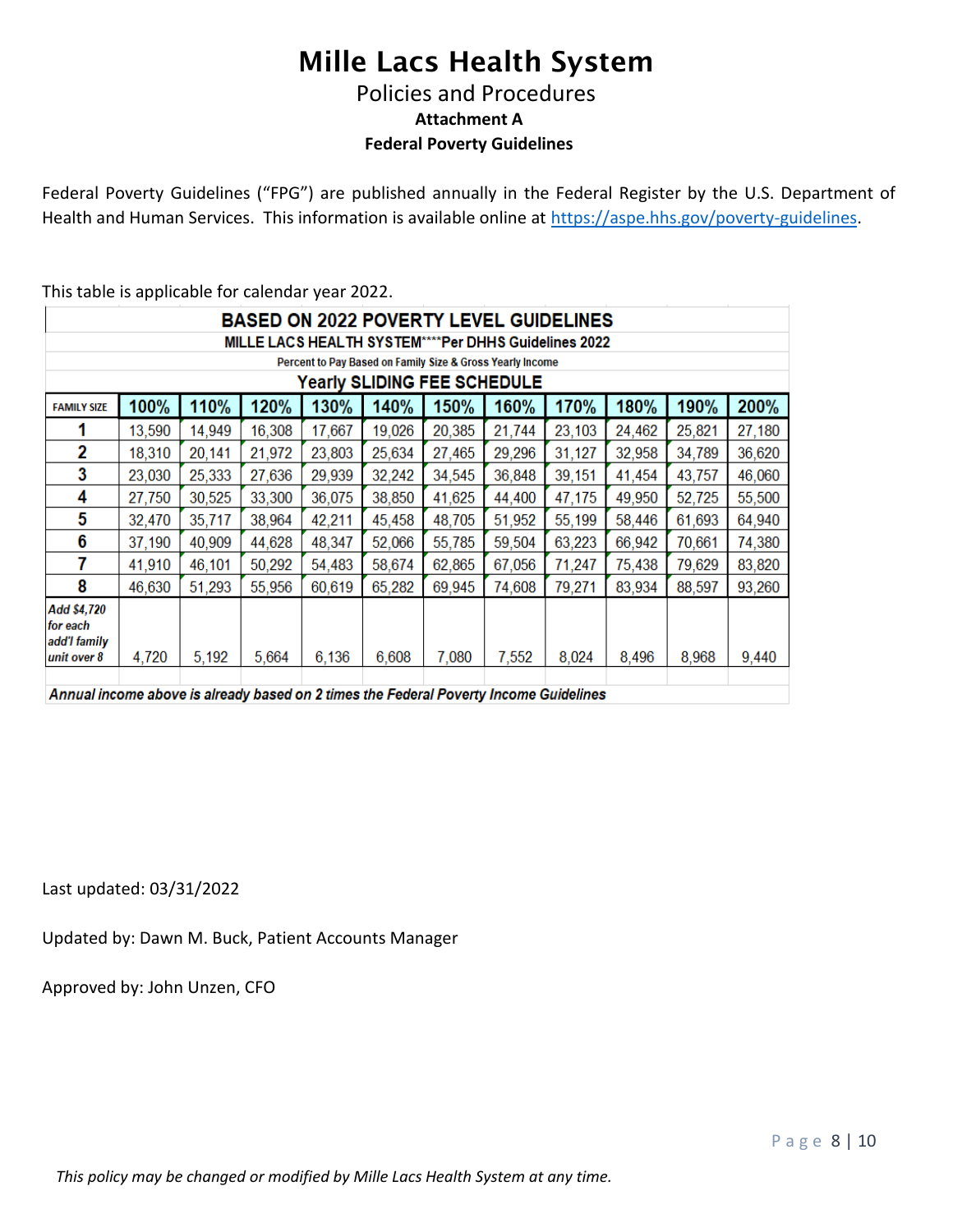# Mille Lacs Health System

## Policies and Procedures

### Attachment A

### Federal Poverty Guidelines

Federal Poverty Guidelines ("FPG") are published annually in the Federal Register by the U.S. Department of Health and Human Services. This information is available online at https://aspe.hhs.gov/poverty-guidelines.

This table is applicable for calendar year 2022.

**BASED ON 2022 POVERTY LEVEL GUIDELINES**

**MILLE LACS HEALTH SYSTEM****Per DHHS Guidelines 2022**

Percent to Pay Based on Family Size & Gross Yearly Income

**Yearly SLIDING FEE SCHEDULE**

| FAMILY SIZE | 100% | 110% | 120% | 130% | 140% | 150% | 160% | 170% | 180% | 190% | 200% |
|---|---|---|---|---|---|---|---|---|---|---|---|
| 1 | 13,590 | 14,949 | 16,308 | 17,667 | 19,026 | 20,385 | 21,744 | 23,103 | 24,462 | 25,821 | 27,180 |
| 2 | 18,310 | 20,141 | 21,972 | 23,803 | 25,634 | 27,465 | 29,296 | 31,127 | 32,958 | 34,789 | 36,620 |
| 3 | 23,030 | 25,333 | 27,636 | 29,939 | 32,242 | 34,545 | 36,848 | 39,151 | 41,454 | 43,757 | 46,060 |
| 4 | 27,750 | 30,525 | 33,300 | 36,075 | 38,850 | 41,625 | 44,400 | 47,175 | 49,950 | 52,725 | 55,500 |
| 5 | 32,470 | 35,717 | 38,964 | 42,211 | 45,458 | 48,705 | 51,952 | 55,199 | 58,446 | 61,693 | 64,940 |
| 6 | 37,190 | 40,909 | 44,628 | 48,347 | 52,066 | 55,785 | 59,504 | 63,223 | 66,942 | 70,661 | 74,380 |
| 7 | 41,910 | 46,101 | 50,292 | 54,483 | 58,674 | 62,865 | 67,056 | 71,247 | 75,438 | 79,629 | 83,820 |
| 8 | 46,630 | 51,293 | 55,956 | 60,619 | 65,282 | 69,945 | 74,608 | 79,271 | 83,934 | 88,597 | 93,260 |
| *Add $4,720 for each add'l family unit over 8* | 4,720 | 5,192 | 5,664 | 6,136 | 6,608 | 7,080 | 7,552 | 8,024 | 8,496 | 8,968 | 9,440 |

***Annual income above is already based on 2 times the Federal Poverty Income Guidelines***

Last updated: 03/31/2022

Updated by: Dawn M. Buck, Patient Accounts Manager

Approved by: John Unzen, CFO

*This policy may be changed or modified by Mille Lacs Health System at any time.*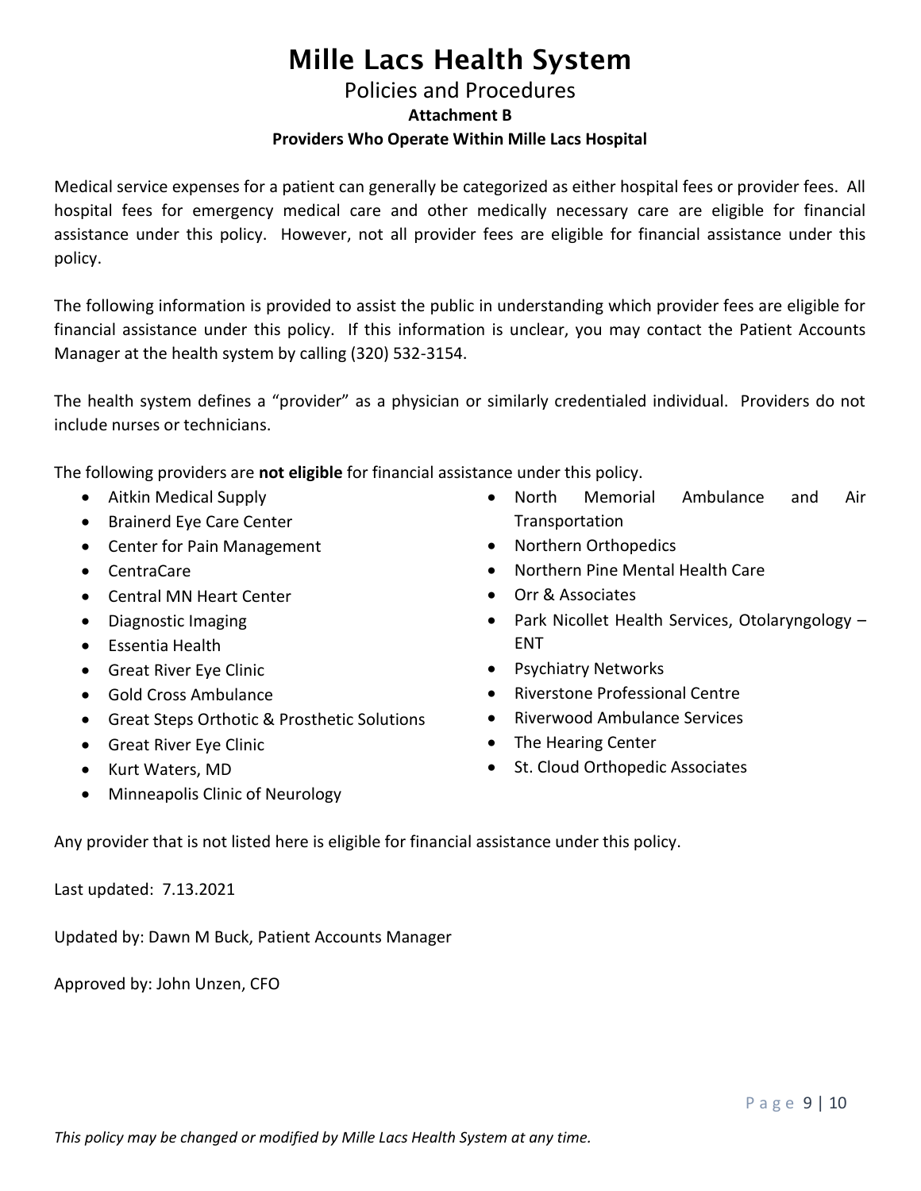# Mille Lacs Health System

## Policies and Procedures

### Attachment B

### Providers Who Operate Within Mille Lacs Hospital

Medical service expenses for a patient can generally be categorized as either hospital fees or provider fees. All hospital fees for emergency medical care and other medically necessary care are eligible for financial assistance under this policy. However, not all provider fees are eligible for financial assistance under this policy.

The following information is provided to assist the public in understanding which provider fees are eligible for financial assistance under this policy. If this information is unclear, you may contact the Patient Accounts Manager at the health system by calling (320) 532-3154.

The health system defines a "provider" as a physician or similarly credentialed individual. Providers do not include nurses or technicians.

The following providers are **not eligible** for financial assistance under this policy.

- Aitkin Medical Supply
- Brainerd Eye Care Center
- Center for Pain Management
- CentraCare
- Central MN Heart Center
- Diagnostic Imaging
- Essentia Health
- Great River Eye Clinic
- Gold Cross Ambulance
- Great Steps Orthotic & Prosthetic Solutions
- Great River Eye Clinic
- Kurt Waters, MD
- Minneapolis Clinic of Neurology
- North Memorial Ambulance and Air Transportation
- Northern Orthopedics
- Northern Pine Mental Health Care
- Orr & Associates
- Park Nicollet Health Services, Otolaryngology – ENT
- Psychiatry Networks
- Riverstone Professional Centre
- Riverwood Ambulance Services
- The Hearing Center
- St. Cloud Orthopedic Associates

Any provider that is not listed here is eligible for financial assistance under this policy.

Last updated: 7.13.2021

Updated by: Dawn M Buck, Patient Accounts Manager

Approved by: John Unzen, CFO

*This policy may be changed or modified by Mille Lacs Health System at any time.*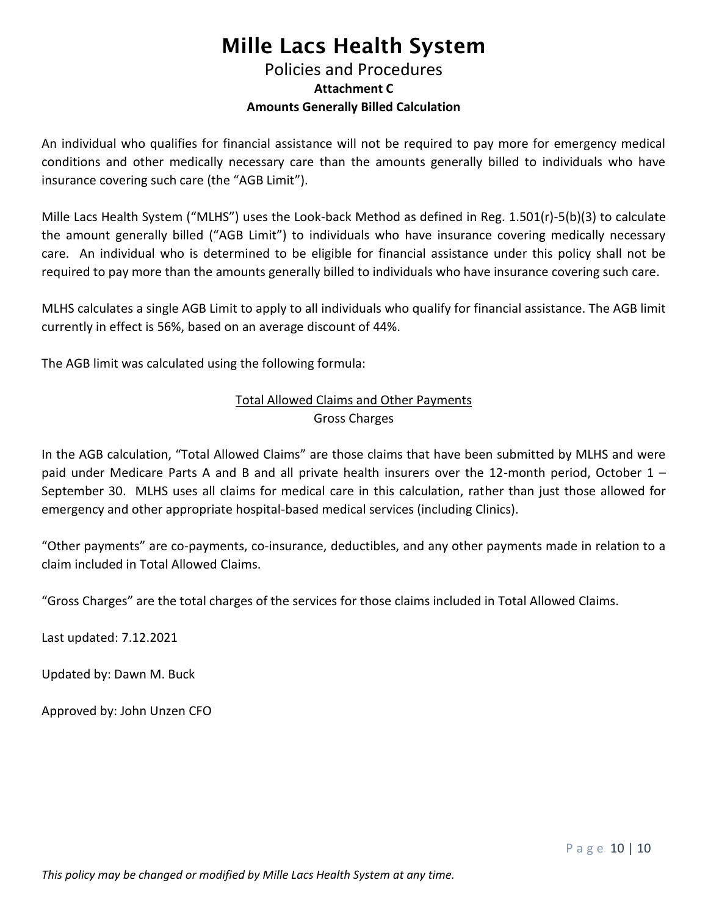# Mille Lacs Health System

## Policies and Procedures

### Attachment C

### Amounts Generally Billed Calculation

An individual who qualifies for financial assistance will not be required to pay more for emergency medical conditions and other medically necessary care than the amounts generally billed to individuals who have insurance covering such care (the "AGB Limit").

Mille Lacs Health System ("MLHS") uses the Look-back Method as defined in Reg. 1.501(r)-5(b)(3) to calculate the amount generally billed ("AGB Limit") to individuals who have insurance covering medically necessary care. An individual who is determined to be eligible for financial assistance under this policy shall not be required to pay more than the amounts generally billed to individuals who have insurance covering such care.

MLHS calculates a single AGB Limit to apply to all individuals who qualify for financial assistance. The AGB limit currently in effect is 56%, based on an average discount of 44%.

The AGB limit was calculated using the following formula:

$$\frac{\text{Total Allowed Claims and Other Payments}}{\text{Gross Charges}}$$

In the AGB calculation, "Total Allowed Claims" are those claims that have been submitted by MLHS and were paid under Medicare Parts A and B and all private health insurers over the 12-month period, October 1 – September 30. MLHS uses all claims for medical care in this calculation, rather than just those allowed for emergency and other appropriate hospital-based medical services (including Clinics).

"Other payments" are co-payments, co-insurance, deductibles, and any other payments made in relation to a claim included in Total Allowed Claims.

"Gross Charges" are the total charges of the services for those claims included in Total Allowed Claims.

Last updated: 7.12.2021

Updated by: Dawn M. Buck

Approved by: John Unzen CFO

*This policy may be changed or modified by Mille Lacs Health System at any time.*